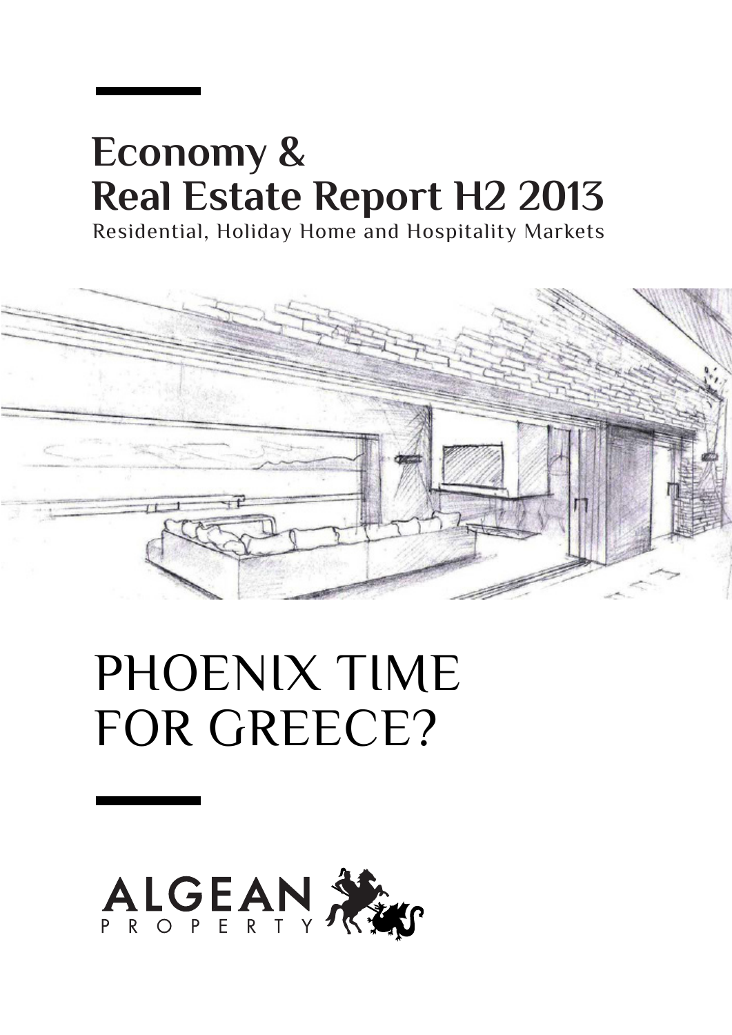# Economy & Real Estate Report H2 2013

Residential, Holiday Home and Hospitality Markets

# PHOENIX TIME FOR GREECE?

ALGEAN PROPERTY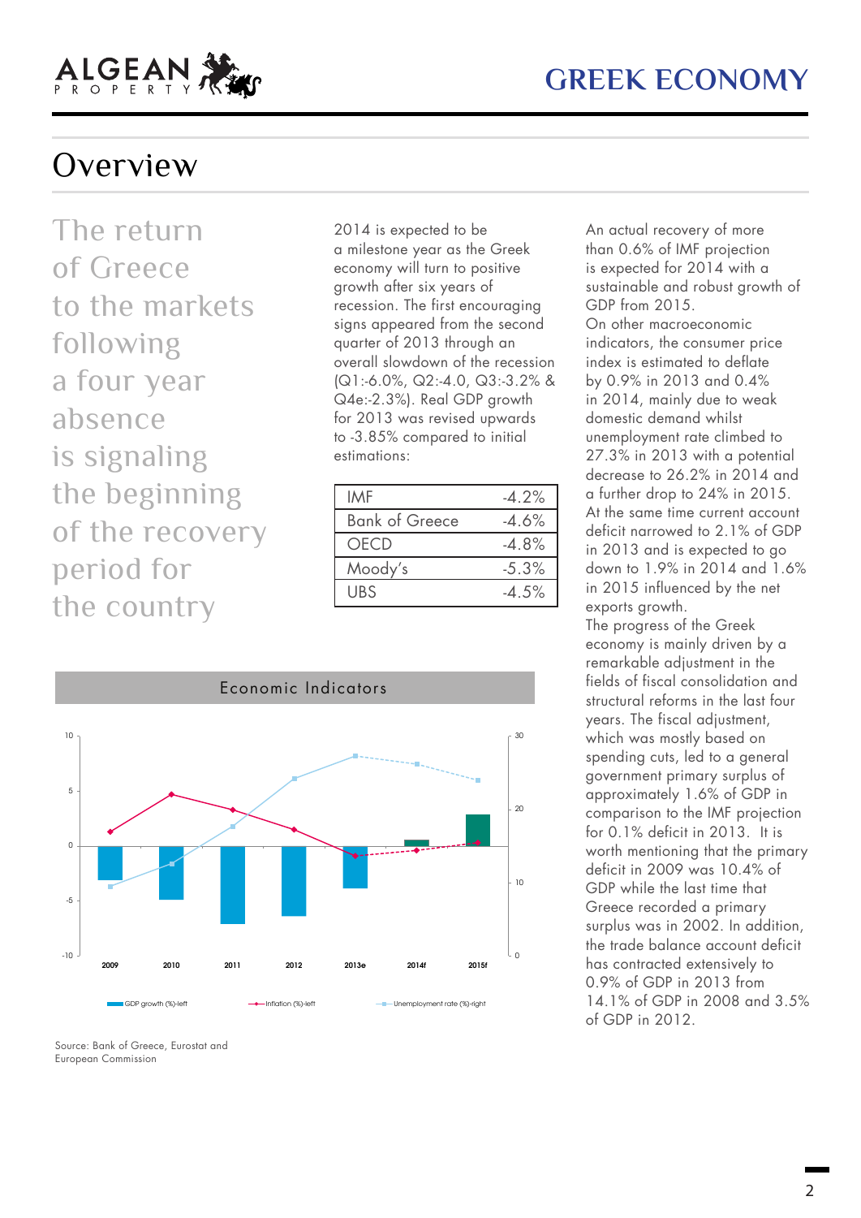# Overview

## The return of Greece to the markets following a four year absence is signaling the beginning of the recovery period for the country

2014 is expected to be a milestone year as the Greek economy will turn to positive growth after six years of recession. The first encouraging signs appeared from the second quarter of 2013 through an overall slowdown of the recession (Q1:-6.0%, Q2:-4.0, Q3:-3.2% & Q4e:-2.3%). Real GDP growth for 2013 was revised upwards to -3.85% compared to initial estimations:

| | |
|---|---|
| IMF | -4.2% |
| Bank of Greece | -4.6% |
| OECD | -4.8% |
| Moody's | -5.3% |
| UBS | -4.5% |

Economic Indicators

10
5
0
-5
-10
30
20
10
0
2009
2010
2011
2012
2013e
2014f
2015f
GDP growth (%)-left
Inflation (%)-left
Unemployment rate (%)-right

Source: Bank of Greece, Eurostat and European Commission

An actual recovery of more than 0.6% of IMF projection is expected for 2014 with a sustainable and robust growth of GDP from 2015.

On other macroeconomic indicators, the consumer price index is estimated to deflate by 0.9% in 2013 and 0.4% in 2014, mainly due to weak domestic demand whilst unemployment rate climbed to 27.3% in 2013 with a potential decrease to 26.2% in 2014 and a further drop to 24% in 2015. At the same time current account deficit narrowed to 2.1% of GDP in 2013 and is expected to go down to 1.9% in 2014 and 1.6% in 2015 influenced by the net exports growth.

The progress of the Greek economy is mainly driven by a remarkable adjustment in the fields of fiscal consolidation and structural reforms in the last four years. The fiscal adjustment, which was mostly based on spending cuts, led to a general government primary surplus of approximately 1.6% of GDP in comparison to the IMF projection for 0.1% deficit in 2013. It is worth mentioning that the primary deficit in 2009 was 10.4% of GDP while the last time that Greece recorded a primary surplus was in 2002. In addition, the trade balance account deficit has contracted extensively to 0.9% of GDP in 2013 from 14.1% of GDP in 2008 and 3.5% of GDP in 2012.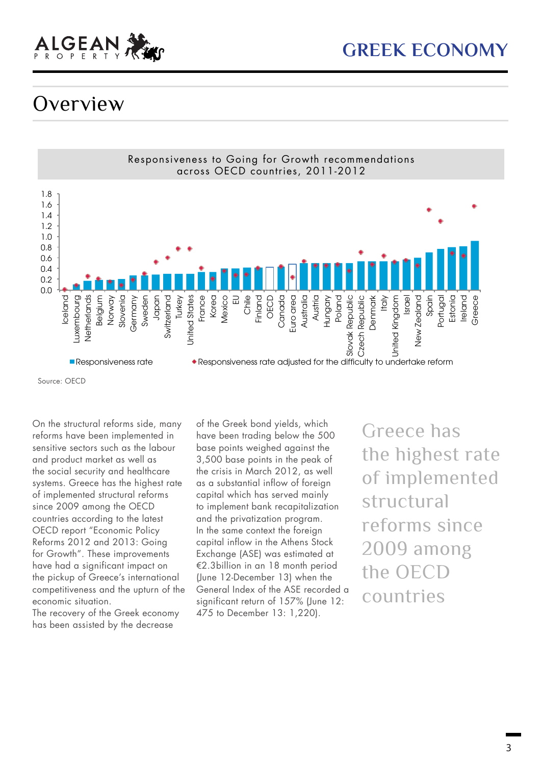# Overview

Responsiveness to Going for Growth recommendations across OECD countries, 2011-2012

1.8
1.6
1.4
1.2
1.0
0.8
0.6
0.4
0.2
0.0

Iceland, Luxembourg, Netherlands, Belgium, Norway, Slovenia, Germany, Sweden, Japan, Switzerland, Turkey, United States, France, Korea, Mexico, EU, Chile, Finland, OECD, Canada, Euro area, Australia, Austria, Hungary, Poland, Slovak Republic, Czech Republic, Denmark, Italy, United Kingdom, Israel, New Zealand, Spain, Portugal, Estonia, Ireland, Greece

Responsiveness rate

Responsiveness rate adjusted for the difficulty to undertake reform

Source: OECD

On the structural reforms side, many reforms have been implemented in sensitive sectors such as the labour and product market as well as the social security and healthcare systems. Greece has the highest rate of implemented structural reforms since 2009 among the OECD countries according to the latest OECD report "Economic Policy Reforms 2012 and 2013: Going for Growth". These improvements have had a significant impact on the pickup of Greece's international competitiveness and the upturn of the economic situation.

The recovery of the Greek economy has been assisted by the decrease of the Greek bond yields, which have been trading below the 500 base points weighed against the 3,500 base points in the peak of the crisis in March 2012, as well as a substantial inflow of foreign capital which has served mainly to implement bank recapitalization and the privatization program.

In the same context the foreign capital inflow in the Athens Stock Exchange (ASE) was estimated at €2.3billion in an 18 month period (June 12-December 13) when the General Index of the ASE recorded a significant return of 157% (June 12: 475 to December 13: 1,220).

Greece has the highest rate of implemented structural reforms since 2009 among the OECD countries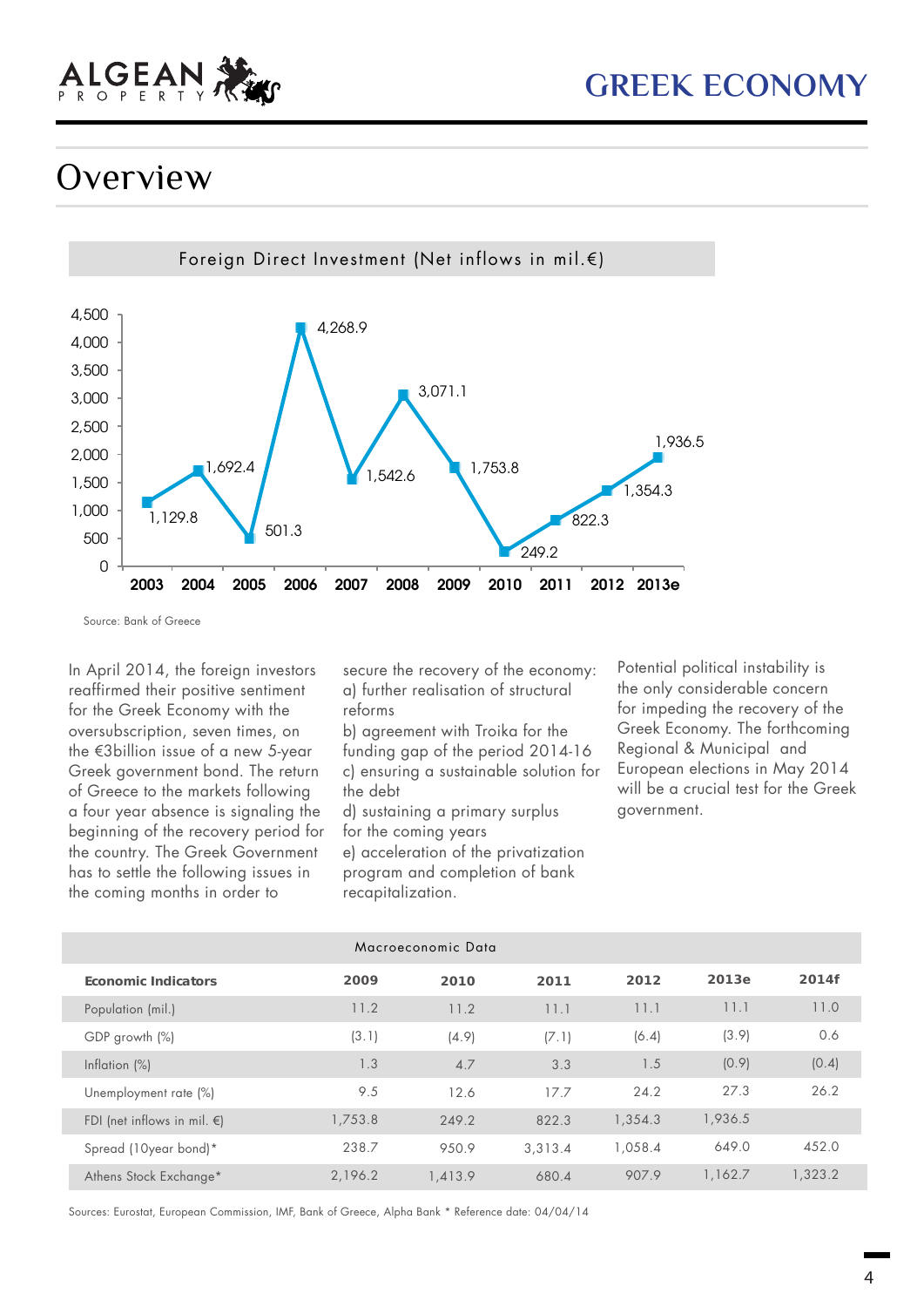# Overview

Foreign Direct Investment (Net inflows in mil.€)

4,500
4,000
3,500
3,000
2,500
2,000
1,500
1,000
500
0

1,129.8
1,692.4
501.3
4,268.9
1,542.6
3,071.1
1,753.8
249.2
822.3
1,354.3
1,936.5

2003 2004 2005 2006 2007 2008 2009 2010 2011 2012 2013e

Source: Bank of Greece

In April 2014, the foreign investors reaffirmed their positive sentiment for the Greek Economy with the oversubscription, seven times, on the €3billion issue of a new 5-year Greek government bond. The return of Greece to the markets following a four year absence is signaling the beginning of the recovery period for the country. The Greek Government has to settle the following issues in the coming months in order to secure the recovery of the economy:

a) further realisation of structural reforms
b) agreement with Troika for the funding gap of the period 2014-16
c) ensuring a sustainable solution for the debt
d) sustaining a primary surplus for the coming years
e) acceleration of the privatization program and completion of bank recapitalization.

Potential political instability is the only considerable concern for impeding the recovery of the Greek Economy. The forthcoming Regional & Municipal and European elections in May 2014 will be a crucial test for the Greek government.

Macroeconomic Data

| **Economic Indicators** | **2009** | **2010** | **2011** | **2012** | **2013e** | **2014f** |
|---|---|---|---|---|---|---|
| Population (mil.) | 11.2 | 11.2 | 11.1 | 11.1 | 11.1 | 11.0 |
| GDP growth (%) | (3.1) | (4.9) | (7.1) | (6.4) | (3.9) | 0.6 |
| Inflation (%) | 1.3 | 4.7 | 3.3 | 1.5 | (0.9) | (0.4) |
| Unemployment rate (%) | 9.5 | 12.6 | 17.7 | 24.2 | 27.3 | 26.2 |
| FDI (net inflows in mil. €) | 1,753.8 | 249.2 | 822.3 | 1,354.3 | 1,936.5 | |
| Spread (10year bond)* | 238.7 | 950.9 | 3,313.4 | 1,058.4 | 649.0 | 452.0 |
| Athens Stock Exchange* | 2,196.2 | 1,413.9 | 680.4 | 907.9 | 1,162.7 | 1,323.2 |

Sources: Eurostat, European Commission, IMF, Bank of Greece, Alpha Bank * Reference date: 04/04/14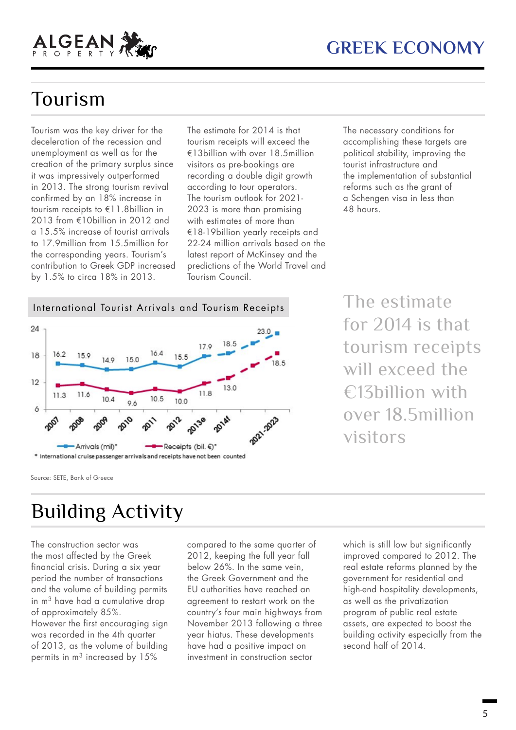# Tourism

Tourism was the key driver for the deceleration of the recession and unemployment as well as for the creation of the primary surplus since it was impressively outperformed in 2013. The strong tourism revival confirmed by an 18% increase in tourism receipts to €11.8billion in 2013 from €10billion in 2012 and a 15.5% increase of tourist arrivals to 17.9million from 15.5million for the corresponding years. Tourism's contribution to Greek GDP increased by 1.5% to circa 18% in 2013.

The estimate for 2014 is that tourism receipts will exceed the €13billion with over 18.5million visitors as pre-bookings are recording a double digit growth according to tour operators. The tourism outlook for 2021-2023 is more than promising with estimates of more than €18-19billion yearly receipts and 22-24 million arrivals based on the latest report of McKinsey and the predictions of the World Travel and Tourism Council.

The necessary conditions for accomplishing these targets are political stability, improving the tourist infrastructure and the implementation of substantial reforms such as the grant of a Schengen visa in less than 48 hours.

International Tourist Arrivals and Tourism Receipts

24
18
12
6

16.2 15.9 14.9 15.0 16.4 15.5 17.9 18.5 23.0

11.3 11.6 10.4 9.6 10.5 10.0 11.8 13.0 18.5

2007 2008 2009 2010 2011 2012 2013e 2014f 2021-2023

Arrivals (mil)* Receipts (bil. €)*

\* International cruise passenger arrivals and receipts have not been counted

Source: SETE, Bank of Greece

> The estimate for 2014 is that tourism receipts will exceed the €13billion with over 18.5million visitors

# Building Activity

The construction sector was the most affected by the Greek financial crisis. During a six year period the number of transactions and the volume of building permits in $m^3$ have had a cumulative drop of approximately 85%.
However the first encouraging sign was recorded in the 4th quarter of 2013, as the volume of building permits in $m^3$ increased by 15% compared to the same quarter of 2012, keeping the full year fall below 26%. In the same vein, the Greek Government and the EU authorities have reached an agreement to restart work on the country's four main highways from November 2013 following a three year hiatus. These developments have had a positive impact on investment in construction sector which is still low but significantly improved compared to 2012. The real estate reforms planned by the government for residential and high-end hospitality developments, as well as the privatization program of public real estate assets, are expected to boost the building activity especially from the second half of 2014.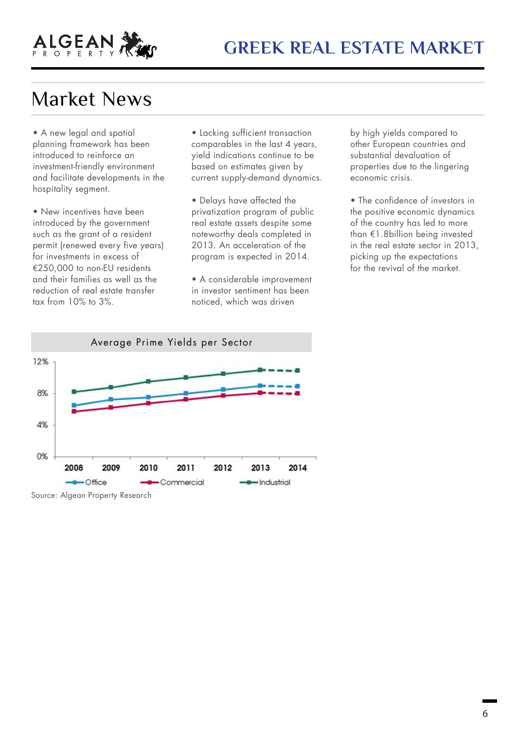## Market News

- A new legal and spatial planning framework has been introduced to reinforce an investment-friendly environment and facilitate developments in the hospitality segment.

- New incentives have been introduced by the government such as the grant of a resident permit (renewed every five years) for investments in excess of €250,000 to non-EU residents and their families as well as the reduction of real estate transfer tax from 10% to 3%.

- Lacking sufficient transaction comparables in the last 4 years, yield indications continue to be based on estimates given by current supply-demand dynamics.

- Delays have affected the privatization program of public real estate assets despite some noteworthy deals completed in 2013. An acceleration of the program is expected in 2014.

- A considerable improvement in investor sentiment has been noticed, which was driven by high yields compared to other European countries and substantial devaluation of properties due to the lingering economic crisis.

- The confidence of investors in the positive economic dynamics of the country has led to more than €1.8billion being invested in the real estate sector in 2013, picking up the expectations for the revival of the market.

Average Prime Yields per Sector

12%
8%
4%
0%

2008 2009 2010 2011 2012 2013 2014

Office
Commercial
Industrial

Source: Algean Property Research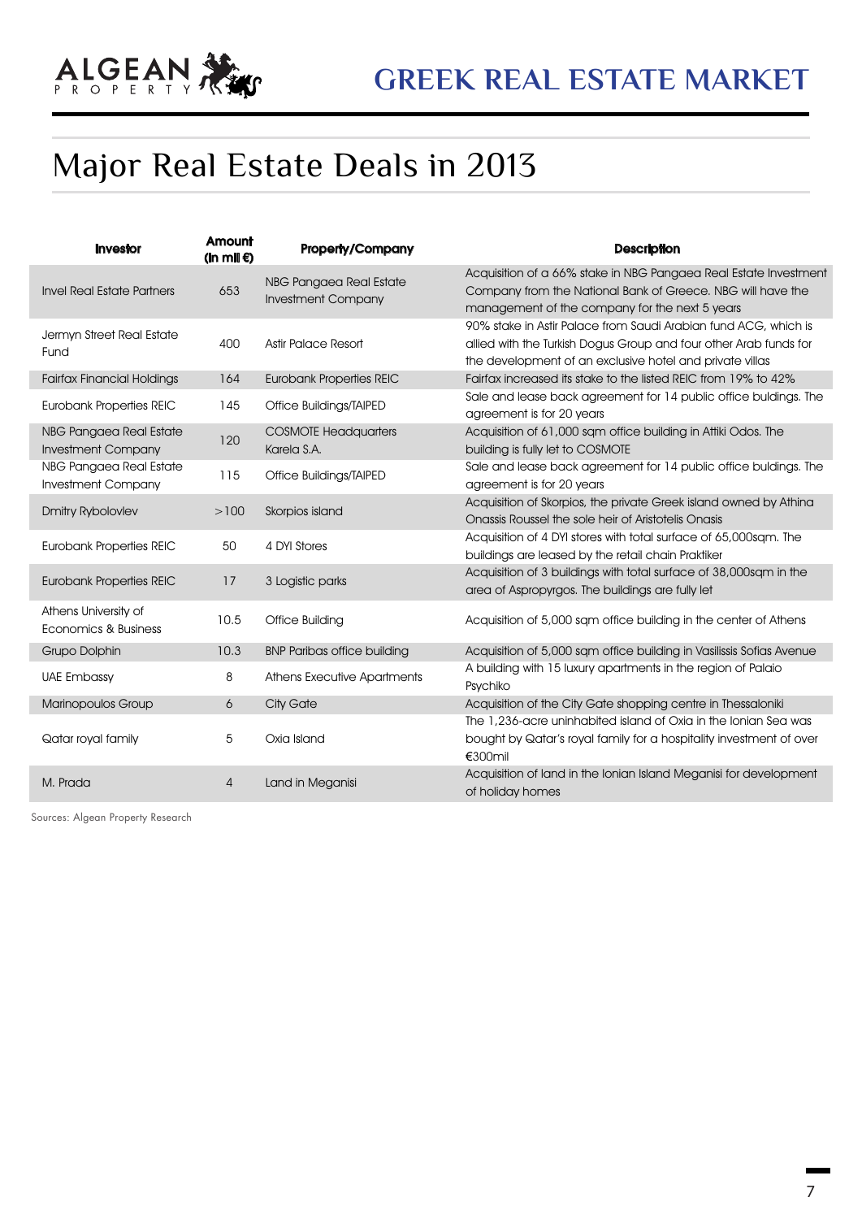# Major Real Estate Deals in 2013

| Investor | Amount (In mil €) | Property/Company | Description |
|---|---|---|---|
| Invel Real Estate Partners | 653 | NBG Pangaea Real Estate Investment Company | Acquisition of a 66% stake in NBG Pangaea Real Estate Investment Company from the National Bank of Greece. NBG will have the management of the company for the next 5 years |
| Jermyn Street Real Estate Fund | 400 | Astir Palace Resort | 90% stake in Astir Palace from Saudi Arabian fund ACG, which is allied with the Turkish Dogus Group and four other Arab funds for the development of an exclusive hotel and private villas |
| Fairfax Financial Holdings | 164 | Eurobank Properties REIC | Fairfax increased its stake to the listed REIC from 19% to 42% |
| Eurobank Properties REIC | 145 | Office Buildings/TAIPED | Sale and lease back agreement for 14 public office buldings. The agreement is for 20 years |
| NBG Pangaea Real Estate Investment Company | 120 | COSMOTE Headquarters Karela S.A. | Acquisition of 61,000 sqm office building in Attiki Odos. The building is fully let to COSMOTE |
| NBG Pangaea Real Estate Investment Company | 115 | Office Buildings/TAIPED | Sale and lease back agreement for 14 public office buldings. The agreement is for 20 years |
| Dmitry Rybolovlev | >100 | Skorpios island | Acquisition of Skorpios, the private Greek island owned by Athina Onassis Roussel the sole heir of Aristotelis Onasis |
| Eurobank Properties REIC | 50 | 4 DYI Stores | Acquisition of 4 DYI stores with total surface of 65,000sqm. The buildings are leased by the retail chain Praktiker |
| Eurobank Properties REIC | 17 | 3 Logistic parks | Acquisition of 3 buildings with total surface of 38,000sqm in the area of Aspropyrgos. The buildings are fully let |
| Athens University of Economics & Business | 10.5 | Office Building | Acquisition of 5,000 sqm office building in the center of Athens |
| Grupo Dolphin | 10.3 | BNP Paribas office building | Acquisition of 5,000 sqm office building in Vasilissis Sofias Avenue |
| UAE Embassy | 8 | Athens Executive Apartments | A building with 15 luxury apartments in the region of Palaio Psychiko |
| Marinopoulos Group | 6 | City Gate | Acquisition of the City Gate shopping centre in Thessaloniki |
| Qatar royal family | 5 | Oxia Island | The 1,236-acre uninhabited island of Oxia in the Ionian Sea was bought by Qatar's royal family for a hospitality investment of over €300mil |
| M. Prada | 4 | Land in Meganisi | Acquisition of land in the Ionian Island Meganisi for development of holiday homes |

Sources: Algean Property Research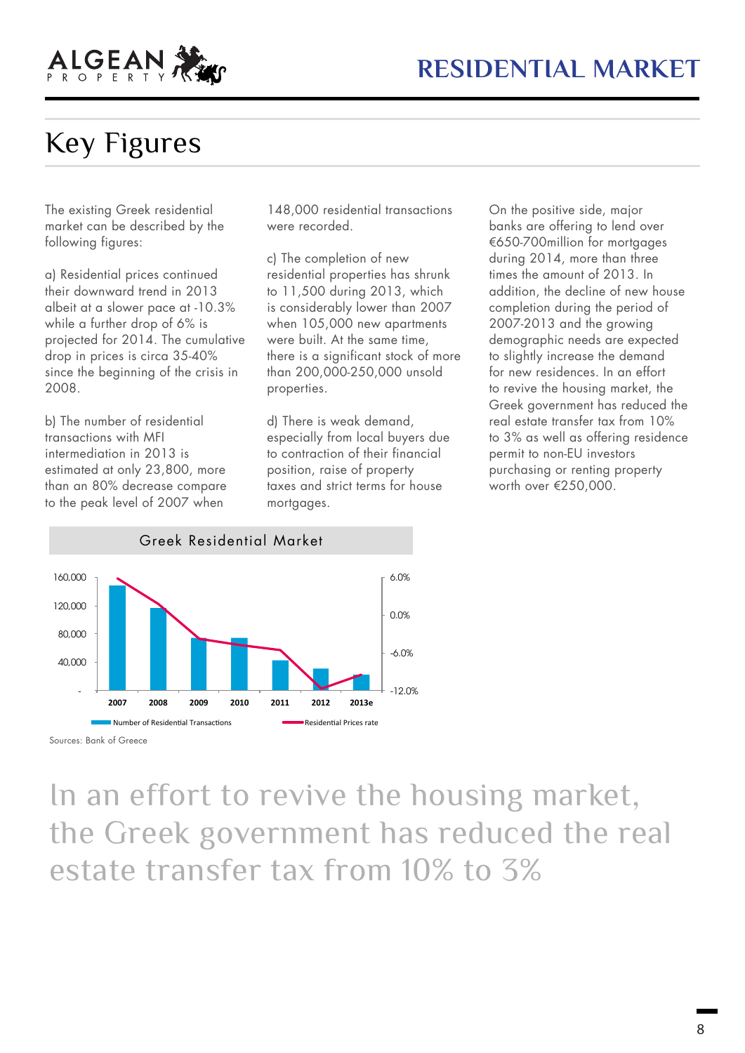# RESIDENTIAL MARKET

## Key Figures

The existing Greek residential market can be described by the following figures:

a) Residential prices continued their downward trend in 2013 albeit at a slower pace at -10.3% while a further drop of 6% is projected for 2014. The cumulative drop in prices is circa 35-40% since the beginning of the crisis in 2008.

b) The number of residential transactions with MFI intermediation in 2013 is estimated at only 23,800, more than an 80% decrease compare to the peak level of 2007 when 148,000 residential transactions were recorded.

c) The completion of new residential properties has shrunk to 11,500 during 2013, which is considerably lower than 2007 when 105,000 new apartments were built. At the same time, there is a significant stock of more than 200,000-250,000 unsold properties.

d) There is weak demand, especially from local buyers due to contraction of their financial position, raise of property taxes and strict terms for house mortgages.

On the positive side, major banks are offering to lend over €650-700million for mortgages during 2014, more than three times the amount of 2013. In addition, the decline of new house completion during the period of 2007-2013 and the growing demographic needs are expected to slightly increase the demand for new residences. In an effort to revive the housing market, the Greek government has reduced the real estate transfer tax from 10% to 3% as well as offering residence permit to non-EU investors purchasing or renting property worth over €250,000.

Greek Residential Market

160,000
120,000
80,000
40,000
-

6.0%
0.0%
-6.0%
-12.0%

2007 2008 2009 2010 2011 2012 2013e

Number of Residential Transactions
Residential Prices rate

Sources: Bank of Greece

In an effort to revive the housing market, the Greek government has reduced the real estate transfer tax from 10% to 3%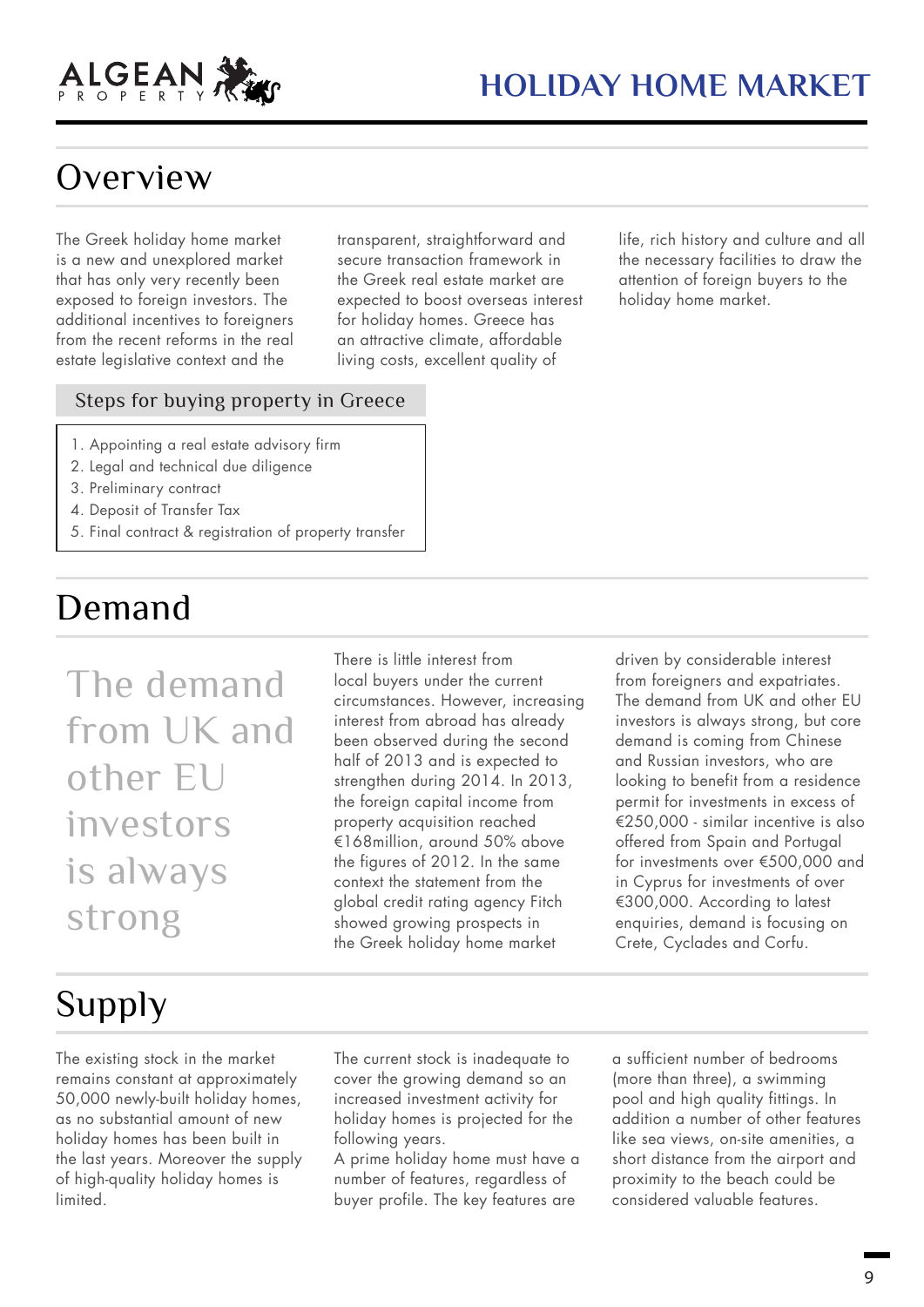# HOLIDAY HOME MARKET

## Overview

The Greek holiday home market is a new and unexplored market that has only very recently been exposed to foreign investors. The additional incentives to foreigners from the recent reforms in the real estate legislative context and the transparent, straightforward and secure transaction framework in the Greek real estate market are expected to boost overseas interest for holiday homes. Greece has an attractive climate, affordable living costs, excellent quality of life, rich history and culture and all the necessary facilities to draw the attention of foreign buyers to the holiday home market.

### Steps for buying property in Greece

1. Appointing a real estate advisory firm
2. Legal and technical due diligence
3. Preliminary contract
4. Deposit of Transfer Tax
5. Final contract & registration of property transfer

## Demand

The demand from UK and other EU investors is always strong

There is little interest from local buyers under the current circumstances. However, increasing interest from abroad has already been observed during the second half of 2013 and is expected to strengthen during 2014. In 2013, the foreign capital income from property acquisition reached €168million, around 50% above the figures of 2012. In the same context the statement from the global credit rating agency Fitch showed growing prospects in the Greek holiday home market driven by considerable interest from foreigners and expatriates. The demand from UK and other EU investors is always strong, but core demand is coming from Chinese and Russian investors, who are looking to benefit from a residence permit for investments in excess of €250,000 - similar incentive is also offered from Spain and Portugal for investments over €500,000 and in Cyprus for investments of over €300,000. According to latest enquiries, demand is focusing on Crete, Cyclades and Corfu.

## Supply

The existing stock in the market remains constant at approximately 50,000 newly-built holiday homes, as no substantial amount of new holiday homes has been built in the last years. Moreover the supply of high-quality holiday homes is limited. The current stock is inadequate to cover the growing demand so an increased investment activity for holiday homes is projected for the following years.

A prime holiday home must have a number of features, regardless of buyer profile. The key features are a sufficient number of bedrooms (more than three), a swimming pool and high quality fittings. In addition a number of other features like sea views, on-site amenities, a short distance from the airport and proximity to the beach could be considered valuable features.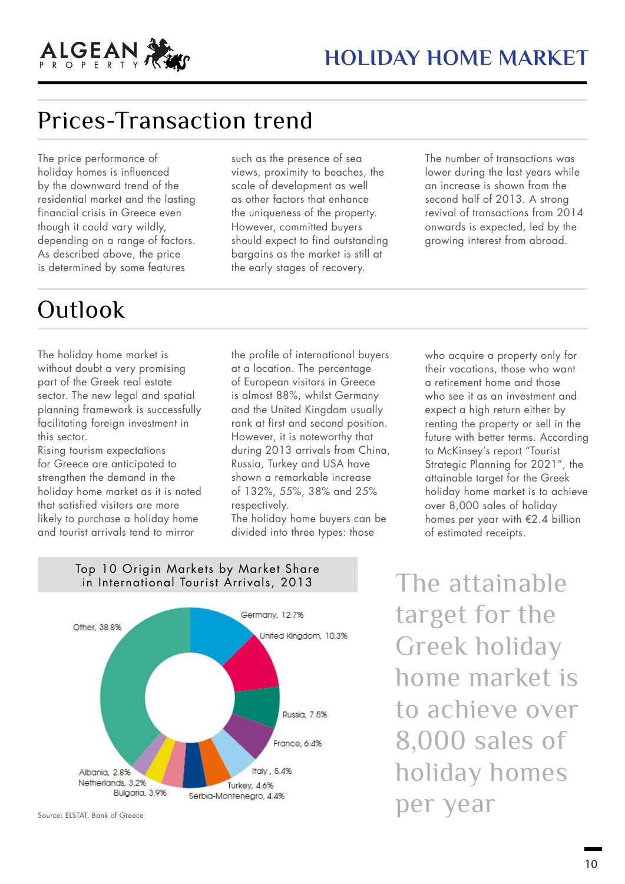# Prices-Transaction trend

The price performance of holiday homes is influenced by the downward trend of the residential market and the lasting financial crisis in Greece even though it could vary wildly, depending on a range of factors. As described above, the price is determined by some features such as the presence of sea views, proximity to beaches, the scale of development as well as other factors that enhance the uniqueness of the property. However, committed buyers should expect to find outstanding bargains as the market is still at the early stages of recovery.

The number of transactions was lower during the last years while an increase is shown from the second half of 2013. A strong revival of transactions from 2014 onwards is expected, led by the growing interest from abroad.

# Outlook

The holiday home market is without doubt a very promising part of the Greek real estate sector. The new legal and spatial planning framework is successfully facilitating foreign investment in this sector.

Rising tourism expectations for Greece are anticipated to strengthen the demand in the holiday home market as it is noted that satisfied visitors are more likely to purchase a holiday home and tourist arrivals tend to mirror the profile of international buyers at a location. The percentage of European visitors in Greece is almost 88%, whilst Germany and the United Kingdom usually rank at first and second position. However, it is noteworthy that during 2013 arrivals from China, Russia, Turkey and USA have shown a remarkable increase of 132%, 55%, 38% and 25% respectively.

The holiday home buyers can be divided into three types: those who acquire a property only for their vacations, those who want a retirement home and those who see it as an investment and expect a high return either by renting the property or sell in the future with better terms. According to McKinsey's report "Tourist Strategic Planning for 2021", the attainable target for the Greek holiday home market is to achieve over 8,000 sales of holiday homes per year with €2.4 billion of estimated receipts.

Top 10 Origin Markets by Market Share in International Tourist Arrivals, 2013

Germany, 12.7%
United Kingdom, 10.3%
Russia, 7.5%
France, 6.4%
Italy , 5.4%
Turkey, 4.6%
Serbia-Montenegro, 4.4%
Bulgaria, 3.9%
Netherlands, 3.2%
Albania, 2.8%
Other, 38.8%

Source: ELSTAT, Bank of Greece

The attainable target for the Greek holiday home market is to achieve over 8,000 sales of holiday homes per year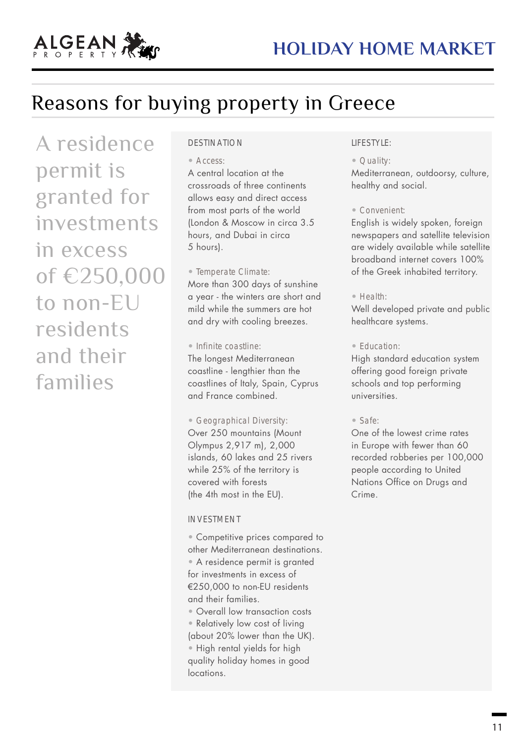# Reasons for buying property in Greece

A residence permit is granted for investments in excess of €250,000 to non-EU residents and their families

## DESTINATION

- Access:
A central location at the crossroads of three continents allows easy and direct access from most parts of the world (London & Moscow in circa 3.5 hours, and Dubai in circa 5 hours).

- Temperate Climate:
More than 300 days of sunshine a year - the winters are short and mild while the summers are hot and dry with cooling breezes.

- Infinite coastline:
The longest Mediterranean coastline - lengthier than the coastlines of Italy, Spain, Cyprus and France combined.

- Geographical Diversity:
Over 250 mountains (Mount Olympus 2,917 m), 2,000 islands, 60 lakes and 25 rivers while 25% of the territory is covered with forests (the 4th most in the EU).

## INVESTMENT

- Competitive prices compared to other Mediterranean destinations.
- A residence permit is granted for investments in excess of €250,000 to non-EU residents and their families.
- Overall low transaction costs
- Relatively low cost of living (about 20% lower than the UK).
- High rental yields for high quality holiday homes in good locations.

## LIFESTYLE:

- Quality:
Mediterranean, outdoorsy, culture, healthy and social.

- Convenient:
English is widely spoken, foreign newspapers and satellite television are widely available while satellite broadband internet covers 100% of the Greek inhabited territory.

- Health:
Well developed private and public healthcare systems.

- Education:
High standard education system offering good foreign private schools and top performing universities.

- Safe:
One of the lowest crime rates in Europe with fewer than 60 recorded robberies per 100,000 people according to United Nations Office on Drugs and Crime.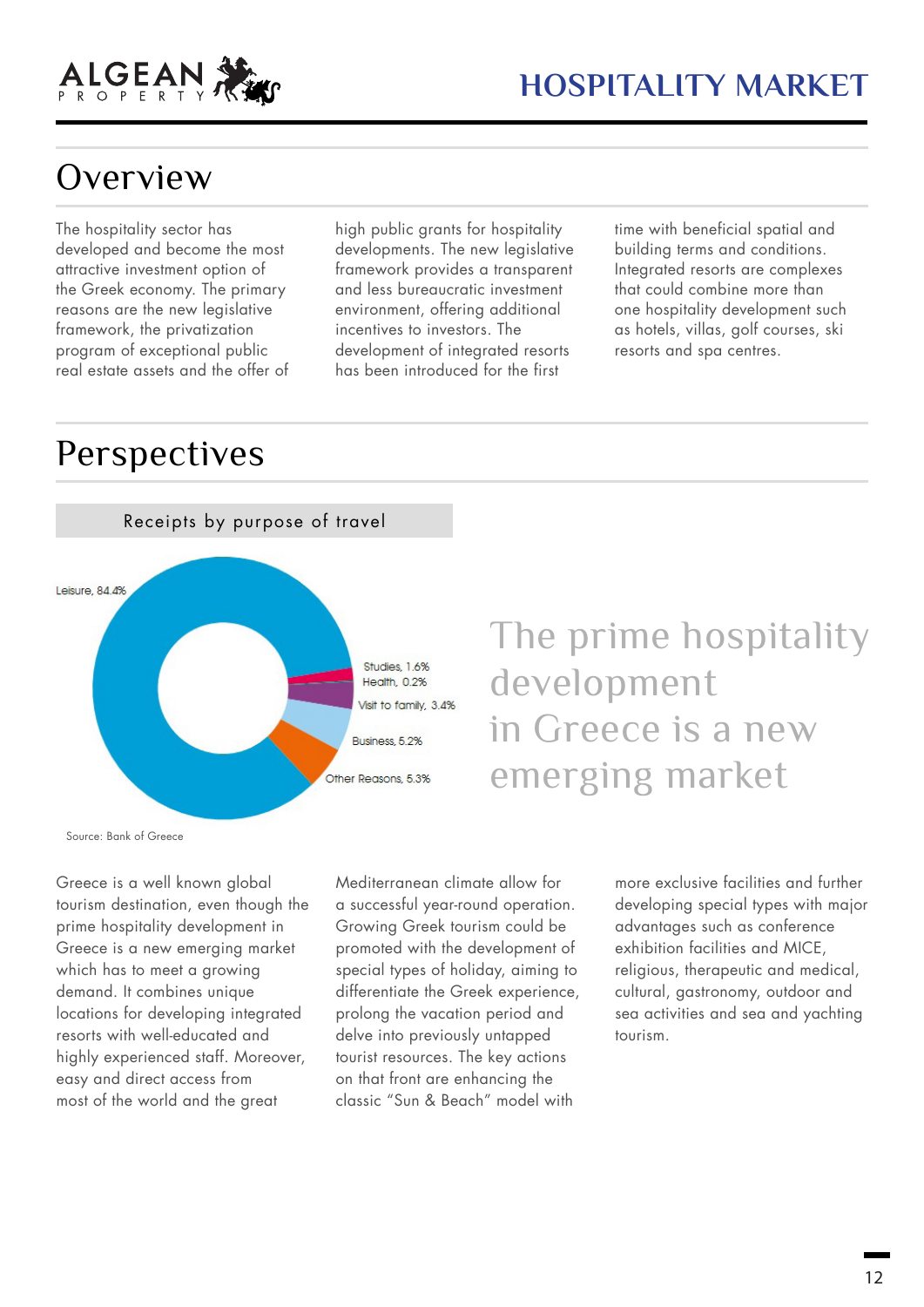# HOSPITALITY MARKET

## Overview

The hospitality sector has developed and become the most attractive investment option of the Greek economy. The primary reasons are the new legislative framework, the privatization program of exceptional public real estate assets and the offer of high public grants for hospitality developments. The new legislative framework provides a transparent and less bureaucratic investment environment, offering additional incentives to investors. The development of integrated resorts has been introduced for the first time with beneficial spatial and building terms and conditions. Integrated resorts are complexes that could combine more than one hospitality development such as hotels, villas, golf courses, ski resorts and spa centres.

## Perspectives

Receipts by purpose of travel

Leisure, 84.4%
Studies, 1.6%
Health, 0.2%
Visit to family, 3.4%
Business, 5.2%
Other Reasons, 5.3%

Source: Bank of Greece

The prime hospitality development in Greece is a new emerging market

Greece is a well known global tourism destination, even though the prime hospitality development in Greece is a new emerging market which has to meet a growing demand. It combines unique locations for developing integrated resorts with well-educated and highly experienced staff. Moreover, easy and direct access from most of the world and the great Mediterranean climate allow for a successful year-round operation. Growing Greek tourism could be promoted with the development of special types of holiday, aiming to differentiate the Greek experience, prolong the vacation period and delve into previously untapped tourist resources. The key actions on that front are enhancing the classic "Sun & Beach" model with more exclusive facilities and further developing special types with major advantages such as conference exhibition facilities and MICE, religious, therapeutic and medical, cultural, gastronomy, outdoor and sea activities and sea and yachting tourism.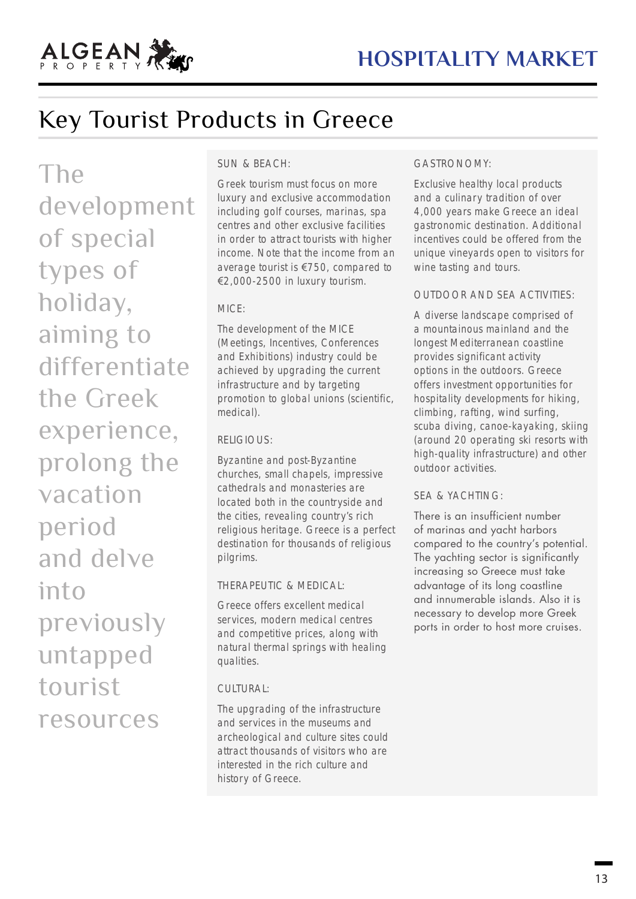# Key Tourist Products in Greece

The development of special types of holiday, aiming to differentiate the Greek experience, prolong the vacation period and delve into previously untapped tourist resources

### SUN & BEACH:

Greek tourism must focus on more luxury and exclusive accommodation including golf courses, marinas, spa centres and other exclusive facilities in order to attract tourists with higher income. Note that the income from an average tourist is €750, compared to €2,000-2500 in luxury tourism.

### MICE:

The development of the MICE (Meetings, Incentives, Conferences and Exhibitions) industry could be achieved by upgrading the current infrastructure and by targeting promotion to global unions (scientific, medical).

### RELIGIOUS:

Byzantine and post-Byzantine churches, small chapels, impressive cathedrals and monasteries are located both in the countryside and the cities, revealing country's rich religious heritage. Greece is a perfect destination for thousands of religious pilgrims.

### THERAPEUTIC & MEDICAL:

Greece offers excellent medical services, modern medical centres and competitive prices, along with natural thermal springs with healing qualities.

### CULTURAL:

The upgrading of the infrastructure and services in the museums and archeological and culture sites could attract thousands of visitors who are interested in the rich culture and history of Greece.

### GASTRONOMY:

Exclusive healthy local products and a culinary tradition of over 4,000 years make Greece an ideal gastronomic destination. Additional incentives could be offered from the unique vineyards open to visitors for wine tasting and tours.

### OUTDOOR AND SEA ACTIVITIES:

A diverse landscape comprised of a mountainous mainland and the longest Mediterranean coastline provides significant activity options in the outdoors. Greece offers investment opportunities for hospitality developments for hiking, climbing, rafting, wind surfing, scuba diving, canoe-kayaking, skiing (around 20 operating ski resorts with high-quality infrastructure) and other outdoor activities.

### SEA & YACHTING:

There is an insufficient number of marinas and yacht harbors compared to the country's potential. The yachting sector is significantly increasing so Greece must take advantage of its long coastline and innumerable islands. Also it is necessary to develop more Greek ports in order to host more cruises.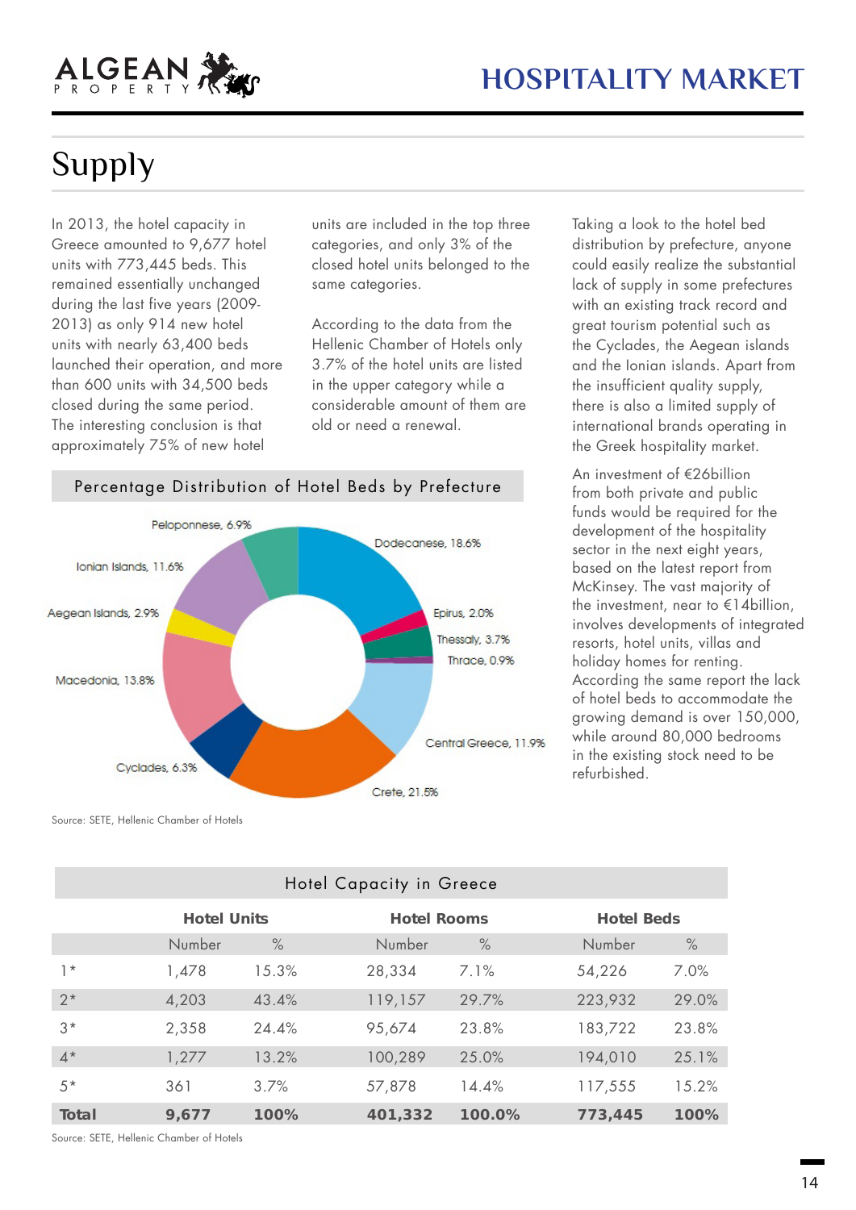# HOSPITALITY MARKET

## Supply

In 2013, the hotel capacity in Greece amounted to 9,677 hotel units with 773,445 beds. This remained essentially unchanged during the last five years (2009-2013) as only 914 new hotel units with nearly 63,400 beds launched their operation, and more than 600 units with 34,500 beds closed during the same period. The interesting conclusion is that approximately 75% of new hotel units are included in the top three categories, and only 3% of the closed hotel units belonged to the same categories.

According to the data from the Hellenic Chamber of Hotels only 3.7% of the hotel units are listed in the upper category while a considerable amount of them are old or need a renewal.

Percentage Distribution of Hotel Beds by Prefecture

Peloponnese, 6.9%
Dodecanese, 18.6%
Ionian Islands, 11.6%
Aegean Islands, 2.9%
Epirus, 2.0%
Thessaly, 3.7%
Thrace, 0.9%
Macedonia, 13.8%
Central Greece, 11.9%
Cyclades, 6.3%
Crete, 21.5%

Source: SETE, Hellenic Chamber of Hotels

Taking a look to the hotel bed distribution by prefecture, anyone could easily realize the substantial lack of supply in some prefectures with an existing track record and great tourism potential such as the Cyclades, the Aegean islands and the Ionian islands. Apart from the insufficient quality supply, there is also a limited supply of international brands operating in the Greek hospitality market.

An investment of €26billion from both private and public funds would be required for the development of the hospitality sector in the next eight years, based on the latest report from McKinsey. The vast majority of the investment, near to €14billion, involves developments of integrated resorts, hotel units, villas and holiday homes for renting. According the same report the lack of hotel beds to accommodate the growing demand is over 150,000, while around 80,000 bedrooms in the existing stock need to be refurbished.

Hotel Capacity in Greece

| | Hotel Units | | Hotel Rooms | | Hotel Beds | |
|---|---|---|---|---|---|---|
| | Number | % | Number | % | Number | % |
| 1* | 1,478 | 15.3% | 28,334 | 7.1% | 54,226 | 7.0% |
| 2* | 4,203 | 43.4% | 119,157 | 29.7% | 223,932 | 29.0% |
| 3* | 2,358 | 24.4% | 95,674 | 23.8% | 183,722 | 23.8% |
| 4* | 1,277 | 13.2% | 100,289 | 25.0% | 194,010 | 25.1% |
| 5* | 361 | 3.7% | 57,878 | 14.4% | 117,555 | 15.2% |
| **Total** | **9,677** | **100%** | **401,332** | **100.0%** | **773,445** | **100%** |

Source: SETE, Hellenic Chamber of Hotels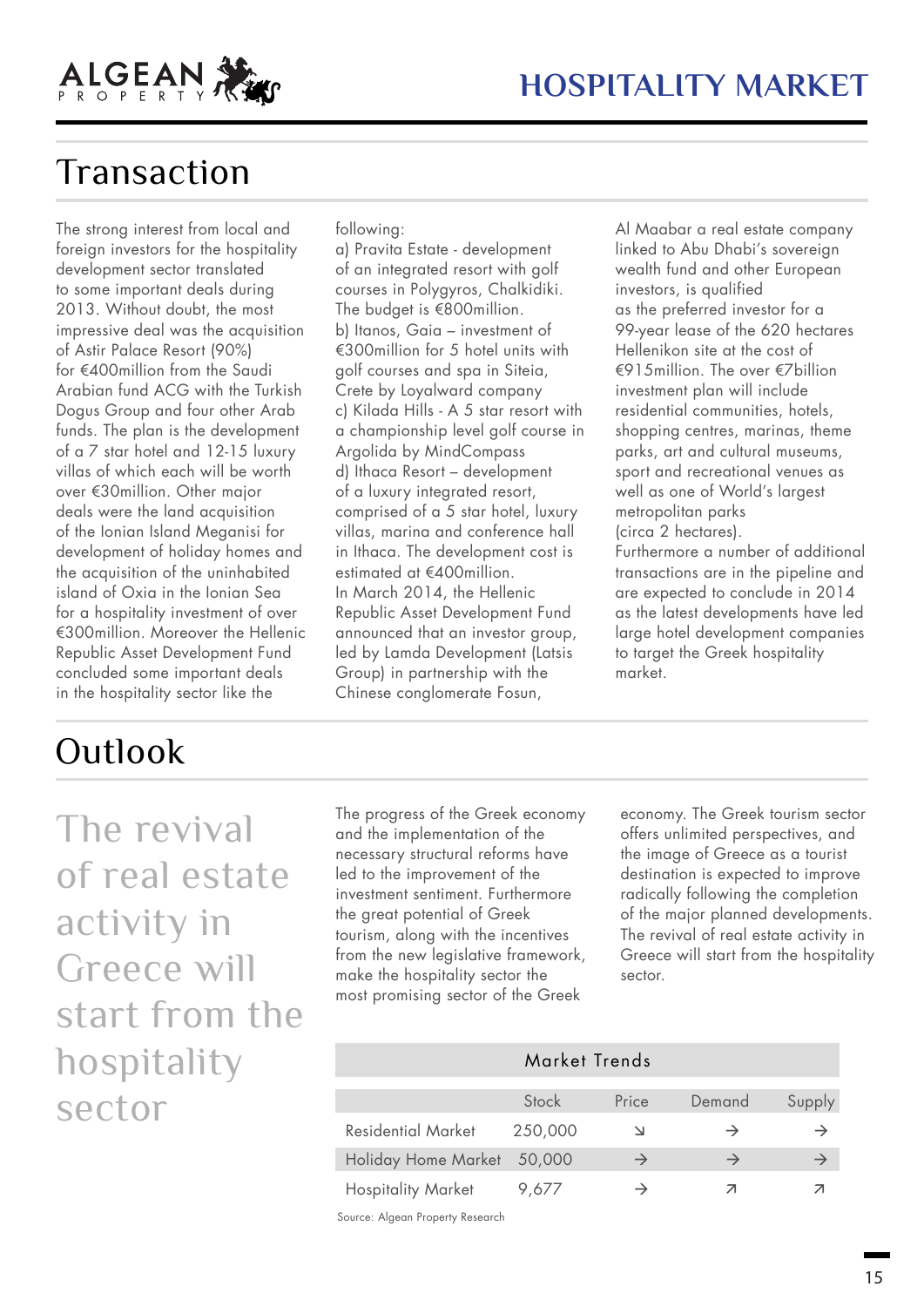# HOSPITALITY MARKET

## Transaction

The strong interest from local and foreign investors for the hospitality development sector translated to some important deals during 2013. Without doubt, the most impressive deal was the acquisition of Astir Palace Resort (90%) for €400million from the Saudi Arabian fund ACG with the Turkish Dogus Group and four other Arab funds. The plan is the development of a 7 star hotel and 12-15 luxury villas of which each will be worth over €30million. Other major deals were the land acquisition of the Ionian Island Meganisi for development of holiday homes and the acquisition of the uninhabited island of Oxia in the Ionian Sea for a hospitality investment of over €300million. Moreover the Hellenic Republic Asset Development Fund concluded some important deals in the hospitality sector like the following:

a) Pravita Estate - development of an integrated resort with golf courses in Polygyros, Chalkidiki. The budget is €800million.
b) Itanos, Gaia – investment of €300million for 5 hotel units with golf courses and spa in Siteia, Crete by Loyalward company
c) Kilada Hills - A 5 star resort with a championship level golf course in Argolida by MindCompass
d) Ithaca Resort – development of a luxury integrated resort, comprised of a 5 star hotel, luxury villas, marina and conference hall in Ithaca. The development cost is estimated at €400million.

In March 2014, the Hellenic Republic Asset Development Fund announced that an investor group, led by Lamda Development (Latsis Group) in partnership with the Chinese conglomerate Fosun, Al Maabar a real estate company linked to Abu Dhabi's sovereign wealth fund and other European investors, is qualified as the preferred investor for a 99-year lease of the 620 hectares Hellenikon site at the cost of €915million. The over €7billion investment plan will include residential communities, hotels, shopping centres, marinas, theme parks, art and cultural museums, sport and recreational venues as well as one of World's largest metropolitan parks (circa 2 hectares).
Furthermore a number of additional transactions are in the pipeline and are expected to conclude in 2014 as the latest developments have led large hotel development companies to target the Greek hospitality market.

## Outlook

The revival of real estate activity in Greece will start from the hospitality sector

The progress of the Greek economy and the implementation of the necessary structural reforms have led to the improvement of the investment sentiment. Furthermore the great potential of Greek tourism, along with the incentives from the new legislative framework, make the hospitality sector the most promising sector of the Greek economy. The Greek tourism sector offers unlimited perspectives, and the image of Greece as a tourist destination is expected to improve radically following the completion of the major planned developments. The revival of real estate activity in Greece will start from the hospitality sector.

Market Trends

| | Stock | Price | Demand | Supply |
|---|---|---|---|---|
| Residential Market | 250,000 | ↘ | → | → |
| Holiday Home Market | 50,000 | → | → | → |
| Hospitality Market | 9,677 | → | ↗ | ↗ |

Source: Algean Property Research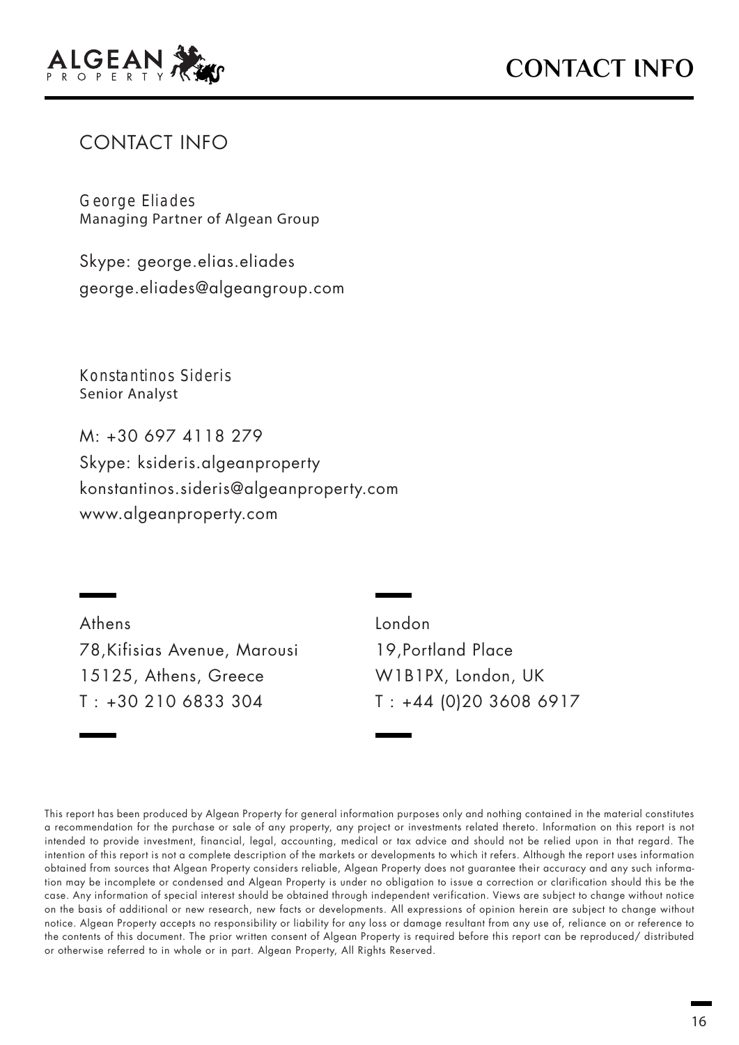# CONTACT INFO

## CONTACT INFO

George Eliades
Managing Partner of Algean Group

Skype: george.elias.eliades
george.eliades@algeangroup.com

Konstantinos Sideris
Senior Analyst

M: +30 697 4118 279
Skype: ksideris.algeanproperty
konstantinos.sideris@algeanproperty.com
www.algeanproperty.com

Athens
78,Kifisias Avenue, Marousi
15125, Athens, Greece
T : +30 210 6833 304

London
19,Portland Place
W1B1PX, London, UK
T : +44 (0)20 3608 6917

This report has been produced by Algean Property for general information purposes only and nothing contained in the material constitutes a recommendation for the purchase or sale of any property, any project or investments related thereto. Information on this report is not intended to provide investment, financial, legal, accounting, medical or tax advice and should not be relied upon in that regard. The intention of this report is not a complete description of the markets or developments to which it refers. Although the report uses information obtained from sources that Algean Property considers reliable, Algean Property does not guarantee their accuracy and any such information may be incomplete or condensed and Algean Property is under no obligation to issue a correction or clarification should this be the case. Any information of special interest should be obtained through independent verification. Views are subject to change without notice on the basis of additional or new research, new facts or developments. All expressions of opinion herein are subject to change without notice. Algean Property accepts no responsibility or liability for any loss or damage resultant from any use of, reliance on or reference to the contents of this document. The prior written consent of Algean Property is required before this report can be reproduced/ distributed or otherwise referred to in whole or in part. Algean Property, All Rights Reserved.